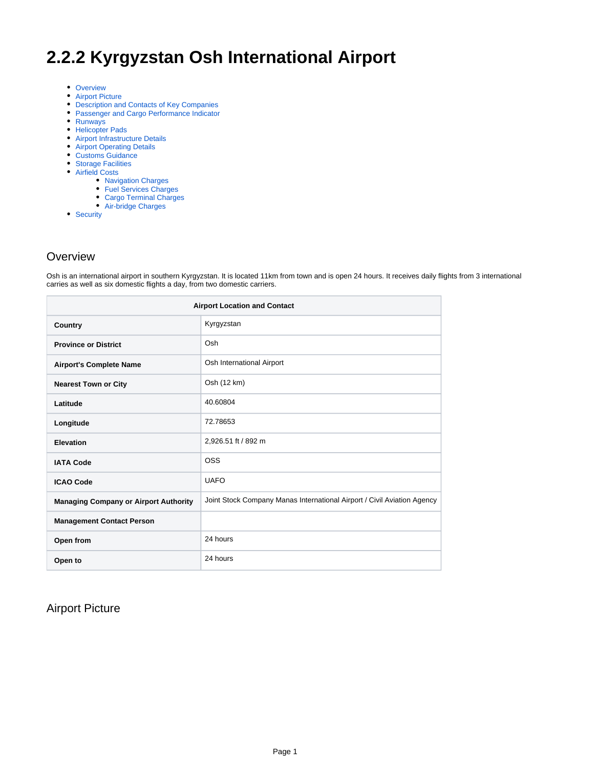# 2.2.2 Kyrgyzstan Osh International Airport

- Overview
- Airport Picture
- Description and Contacts of Key Companies
- Passenger and Cargo Performance Indicator
- Runways
- Helicopter Pads
- Airport Infrastructure Details
- Airport Operating Details
- Customs Guidance
- Storage Facilities
- Airfield Costs
    - Navigation Charges
    - Fuel Services Charges
    - Cargo Terminal Charges
    - Air-bridge Charges
- Security

## Overview

Osh is an international airport in southern Kyrgyzstan. It is located 11km from town and is open 24 hours. It receives daily flights from 3 international carries as well as six domestic flights a day, from two domestic carriers.

| Airport Location and Contact | |
|---|---|
| **Country** | Kyrgyzstan |
| **Province or District** | Osh |
| **Airport's Complete Name** | Osh International Airport |
| **Nearest Town or City** | Osh (12 km) |
| **Latitude** | 40.60804 |
| **Longitude** | 72.78653 |
| **Elevation** | 2,926.51 ft / 892 m |
| **IATA Code** | OSS |
| **ICAO Code** | UAFO |
| **Managing Company or Airport Authority** | Joint Stock Company Manas International Airport / Civil Aviation Agency |
| **Management Contact Person** | |
| **Open from** | 24 hours |
| **Open to** | 24 hours |

## Airport Picture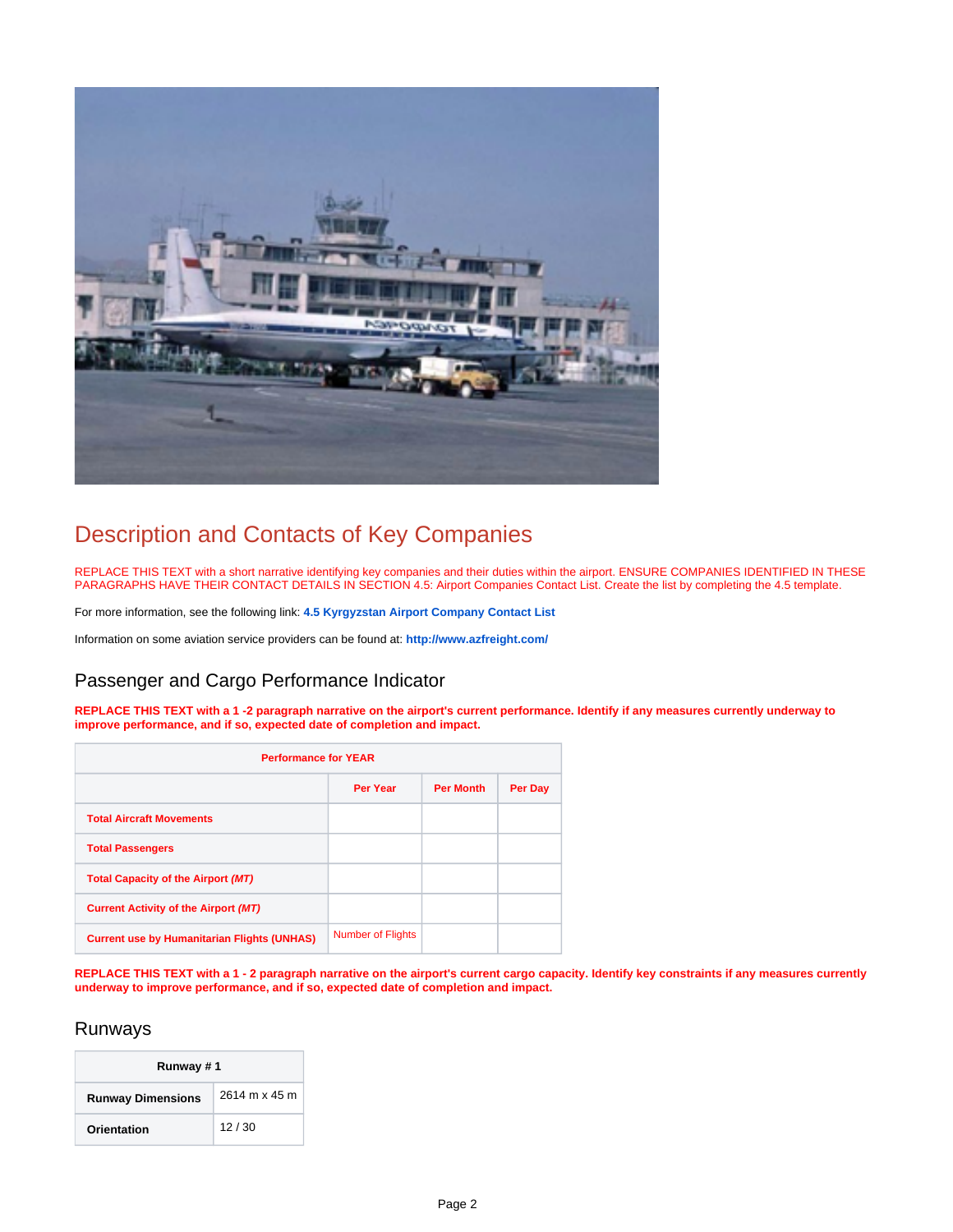## Description and Contacts of Key Companies

REPLACE THIS TEXT with a short narrative identifying key companies and their duties within the airport. ENSURE COMPANIES IDENTIFIED IN THESE PARAGRAPHS HAVE THEIR CONTACT DETAILS IN SECTION 4.5: Airport Companies Contact List. Create the list by completing the 4.5 template.

For more information, see the following link: **4.5 Kyrgyzstan Airport Company Contact List**

Information on some aviation service providers can be found at: **http://www.azfreight.com/**

### Passenger and Cargo Performance Indicator

**REPLACE THIS TEXT with a 1 -2 paragraph narrative on the airport's current performance. Identify if any measures currently underway to improve performance, and if so, expected date of completion and impact.**

| Performance for YEAR | | | |
|---|---|---|---|
| | **Per Year** | **Per Month** | **Per Day** |
| **Total Aircraft Movements** | | | |
| **Total Passengers** | | | |
| **Total Capacity of the Airport *(MT)*** | | | |
| **Current Activity of the Airport *(MT)*** | | | |
| **Current use by Humanitarian Flights (UNHAS)** | Number of Flights | | |

**REPLACE THIS TEXT with a 1 - 2 paragraph narrative on the airport's current cargo capacity. Identify key constraints if any measures currently underway to improve performance, and if so, expected date of completion and impact.**

### Runways

| Runway # 1 | |
|---|---|
| **Runway Dimensions** | 2614 m x 45 m |
| **Orientation** | 12 / 30 |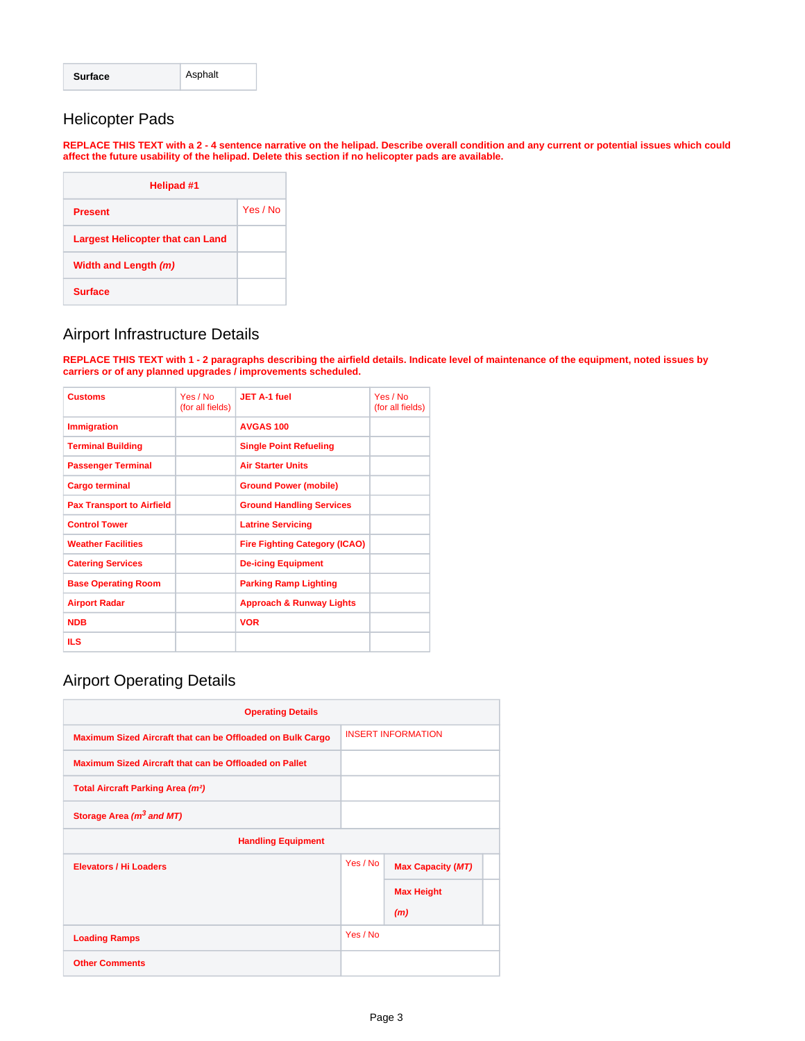| **Surface** | Asphalt |
|---|---|

## Helicopter Pads

**REPLACE THIS TEXT with a 2 - 4 sentence narrative on the helipad. Describe overall condition and any current or potential issues which could affect the future usability of the helipad. Delete this section if no helicopter pads are available.**

| **Helipad #1** | |
|---|---|
| **Present** | Yes / No |
| **Largest Helicopter that can Land** | |
| **Width and Length *(m)*** | |
| **Surface** | |

## Airport Infrastructure Details

**REPLACE THIS TEXT with 1 - 2 paragraphs describing the airfield details. Indicate level of maintenance of the equipment, noted issues by carriers or of any planned upgrades / improvements scheduled.**

| **Customs** | Yes / No (for all fields) | **JET A-1 fuel** | Yes / No (for all fields) |
|---|---|---|---|
| **Immigration** | | **AVGAS 100** | |
| **Terminal Building** | | **Single Point Refueling** | |
| **Passenger Terminal** | | **Air Starter Units** | |
| **Cargo terminal** | | **Ground Power (mobile)** | |
| **Pax Transport to Airfield** | | **Ground Handling Services** | |
| **Control Tower** | | **Latrine Servicing** | |
| **Weather Facilities** | | **Fire Fighting Category (ICAO)** | |
| **Catering Services** | | **De-icing Equipment** | |
| **Base Operating Room** | | **Parking Ramp Lighting** | |
| **Airport Radar** | | **Approach & Runway Lights** | |
| **NDB** | | **VOR** | |
| **ILS** | | | |

## Airport Operating Details

| **Operating Details** | | | |
|---|---|---|---|
| **Maximum Sized Aircraft that can be Offloaded on Bulk Cargo** | INSERT INFORMATION | | |
| **Maximum Sized Aircraft that can be Offloaded on Pallet** | | | |
| **Total Aircraft Parking Area *($m^2$)*** | | | |
| **Storage Area *($m^3$ and MT)*** | | | |
| **Handling Equipment** | | | |
| **Elevators / Hi Loaders** | Yes / No | **Max Capacity *(MT)*** | |
| | | **Max Height *(m)*** | |
| **Loading Ramps** | Yes / No | | |
| **Other Comments** | | | |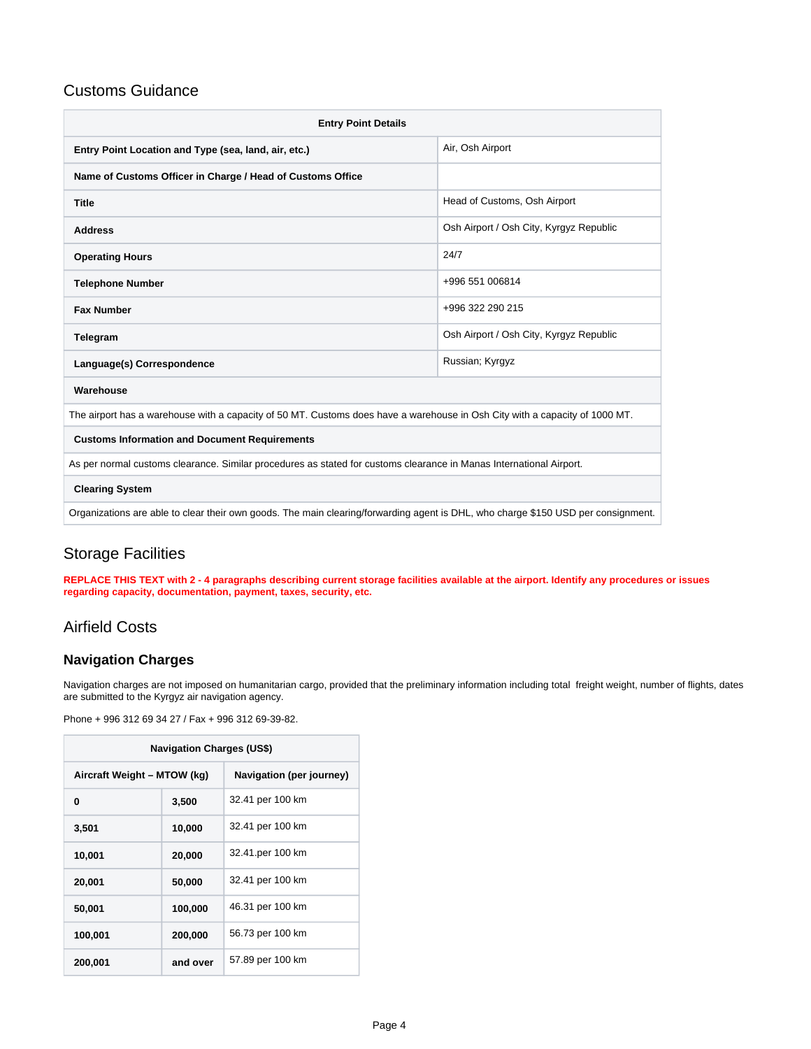## Customs Guidance

| Entry Point Details | |
|---|---|
| **Entry Point Location and Type (sea, land, air, etc.)** | Air, Osh Airport |
| **Name of Customs Officer in Charge / Head of Customs Office** | |
| **Title** | Head of Customs, Osh Airport |
| **Address** | Osh Airport / Osh City, Kyrgyz Republic |
| **Operating Hours** | 24/7 |
| **Telephone Number** | +996 551 006814 |
| **Fax Number** | +996 322 290 215 |
| **Telegram** | Osh Airport / Osh City, Kyrgyz Republic |
| **Language(s) Correspondence** | Russian; Kyrgyz |
| **Warehouse** | |
| The airport has a warehouse with a capacity of 50 MT. Customs does have a warehouse in Osh City with a capacity of 1000 MT. | |
| **Customs Information and Document Requirements** | |
| As per normal customs clearance. Similar procedures as stated for customs clearance in Manas International Airport. | |
| **Clearing System** | |
| Organizations are able to clear their own goods. The main clearing/forwarding agent is DHL, who charge $150 USD per consignment. | |

## Storage Facilities

**REPLACE THIS TEXT with 2 - 4 paragraphs describing current storage facilities available at the airport. Identify any procedures or issues regarding capacity, documentation, payment, taxes, security, etc.**

## Airfield Costs

### Navigation Charges

Navigation charges are not imposed on humanitarian cargo, provided that the preliminary information including total freight weight, number of flights, dates are submitted to the Kyrgyz air navigation agency.

Phone + 996 312 69 34 27 / Fax + 996 312 69-39-82.

| Navigation Charges (US$) | | |
|---|---|---|
| **Aircraft Weight – MTOW (kg)** | | **Navigation (per journey)** |
| **0** | **3,500** | 32.41 per 100 km |
| **3,501** | **10,000** | 32.41 per 100 km |
| **10,001** | **20,000** | 32.41.per 100 km |
| **20,001** | **50,000** | 32.41 per 100 km |
| **50,001** | **100,000** | 46.31 per 100 km |
| **100,001** | **200,000** | 56.73 per 100 km |
| **200,001** | **and over** | 57.89 per 100 km |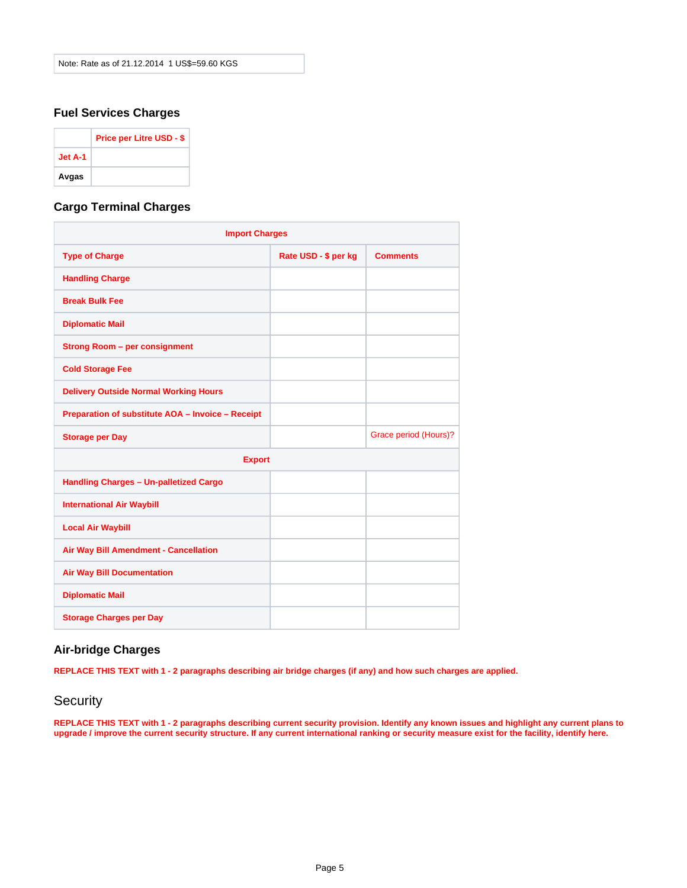Note: Rate as of 21.12.2014 1 US$=59.60 KGS

## Fuel Services Charges

| | Price per Litre USD - $ |
|---|---|
| Jet A-1 | |
| Avgas | |

## Cargo Terminal Charges

| Import Charges | | |
|---|---|---|
| **Type of Charge** | **Rate USD - $ per kg** | **Comments** |
| Handling Charge | | |
| Break Bulk Fee | | |
| Diplomatic Mail | | |
| Strong Room – per consignment | | |
| Cold Storage Fee | | |
| Delivery Outside Normal Working Hours | | |
| Preparation of substitute AOA – Invoice – Receipt | | |
| Storage per Day | | Grace period (Hours)? |
| **Export** | | |
| Handling Charges – Un-palletized Cargo | | |
| International Air Waybill | | |
| Local Air Waybill | | |
| Air Way Bill Amendment - Cancellation | | |
| Air Way Bill Documentation | | |
| Diplomatic Mail | | |
| Storage Charges per Day | | |

## Air-bridge Charges

**REPLACE THIS TEXT with 1 - 2 paragraphs describing air bridge charges (if any) and how such charges are applied.**

## Security

**REPLACE THIS TEXT with 1 - 2 paragraphs describing current security provision. Identify any known issues and highlight any current plans to upgrade / improve the current security structure. If any current international ranking or security measure exist for the facility, identify here.**